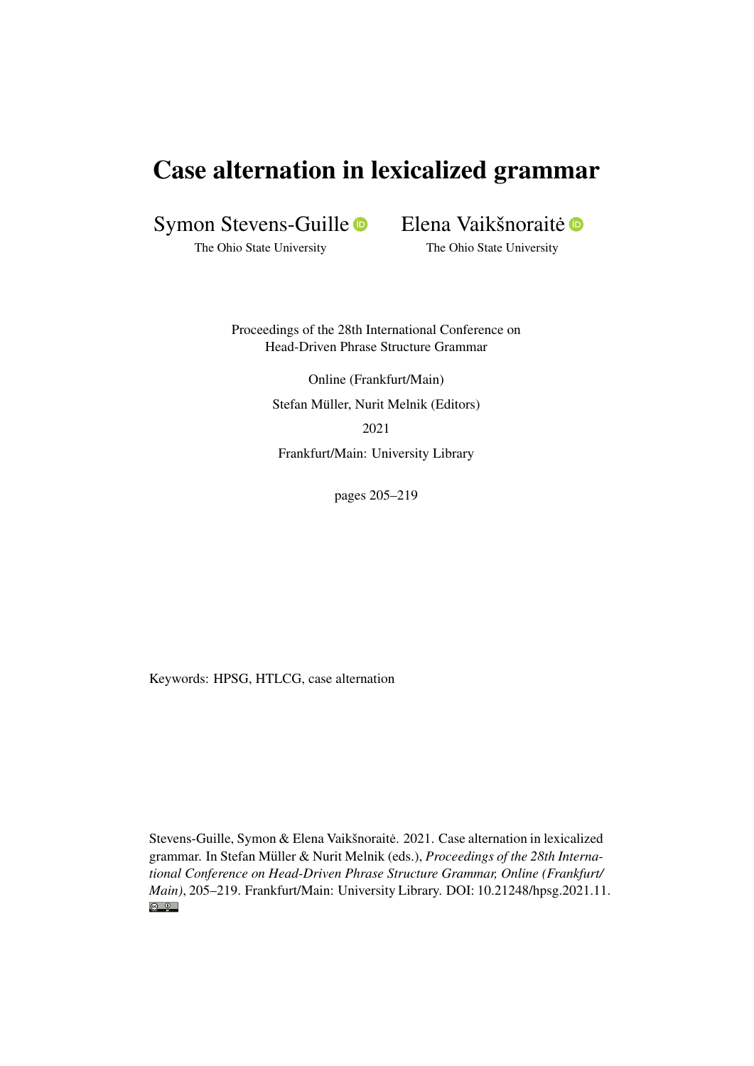# Case alternation in lexicalized grammar

Symon Stevens-Guille
The Ohio State University

Elena Vaikšnoraitė
The Ohio State University

Proceedings of the 28th International Conference on
Head-Driven Phrase Structure Grammar

Online (Frankfurt/Main)

Stefan Müller, Nurit Melnik (Editors)

2021

Frankfurt/Main: University Library

pages 205–219

Keywords: HPSG, HTLCG, case alternation

Stevens-Guille, Symon & Elena Vaikšnoraitė. 2021. Case alternation in lexicalized grammar. In Stefan Müller & Nurit Melnik (eds.), *Proceedings of the 28th International Conference on Head-Driven Phrase Structure Grammar, Online (Frankfurt/Main)*, 205–219. Frankfurt/Main: University Library. DOI: 10.21248/hpsg.2021.11.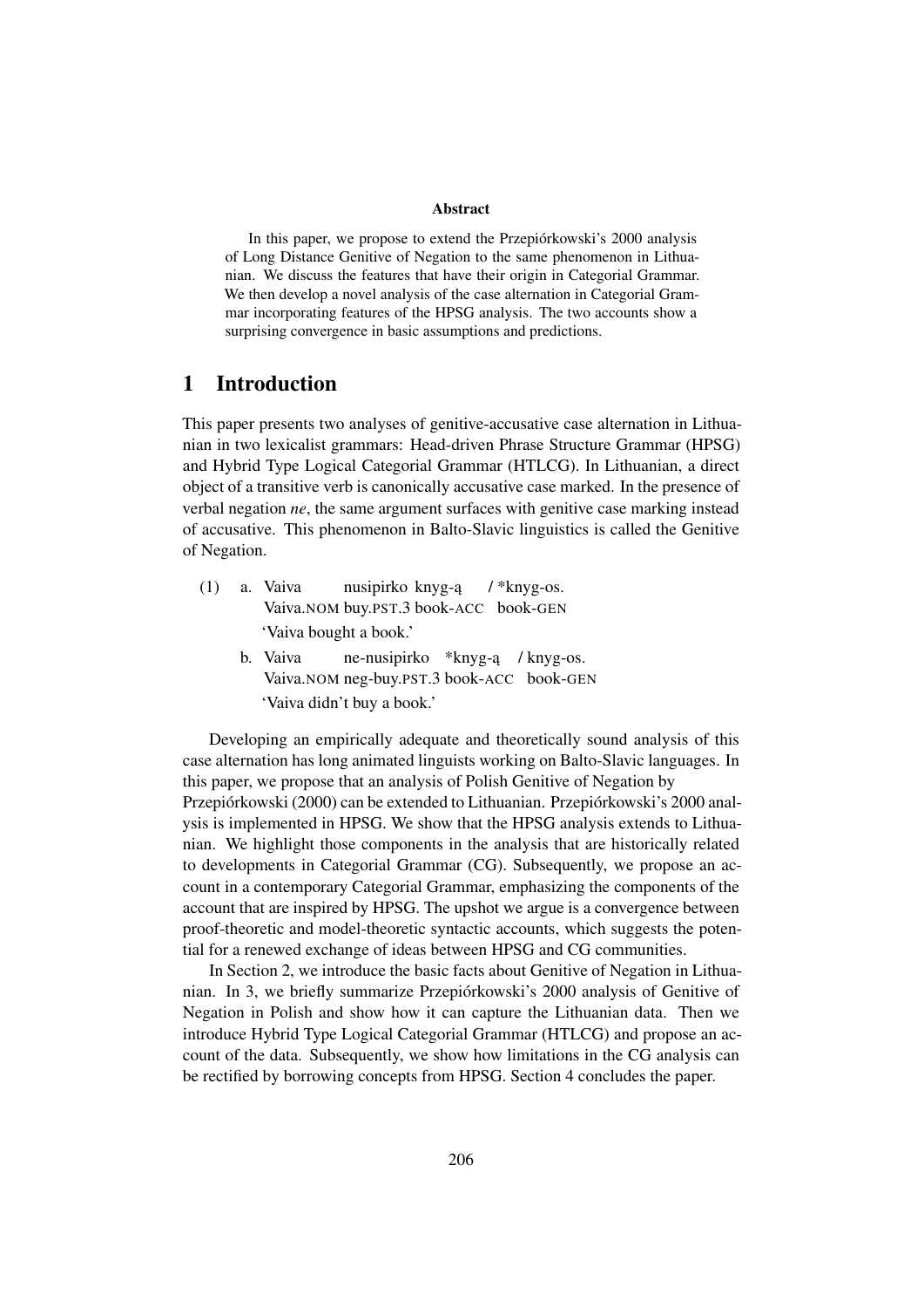**Abstract**

In this paper, we propose to extend the Przepiórkowski's 2000 analysis of Long Distance Genitive of Negation to the same phenomenon in Lithuanian. We discuss the features that have their origin in Categorial Grammar. We then develop a novel analysis of the case alternation in Categorial Grammar incorporating features of the HPSG analysis. The two accounts show a surprising convergence in basic assumptions and predictions.

# 1 Introduction

This paper presents two analyses of genitive-accusative case alternation in Lithuanian in two lexicalist grammars: Head-driven Phrase Structure Grammar (HPSG) and Hybrid Type Logical Categorial Grammar (HTLCG). In Lithuanian, a direct object of a transitive verb is canonically accusative case marked. In the presence of verbal negation *ne*, the same argument surfaces with genitive case marking instead of accusative. This phenomenon in Balto-Slavic linguistics is called the Genitive of Negation.

(1) a. Vaiva nusipirko knyg-ą / *knyg-os.
   Vaiva.NOM buy.PST.3 book-ACC book-GEN
   'Vaiva bought a book.'

b. Vaiva ne-nusipirko *knyg-ą / knyg-os.
   Vaiva.NOM neg-buy.PST.3 book-ACC book-GEN
   'Vaiva didn't buy a book.'

Developing an empirically adequate and theoretically sound analysis of this case alternation has long animated linguists working on Balto-Slavic languages. In this paper, we propose that an analysis of Polish Genitive of Negation by Przepiórkowski (2000) can be extended to Lithuanian. Przepiórkowski's 2000 analysis is implemented in HPSG. We show that the HPSG analysis extends to Lithuanian. We highlight those components in the analysis that are historically related to developments in Categorial Grammar (CG). Subsequently, we propose an account in a contemporary Categorial Grammar, emphasizing the components of the account that are inspired by HPSG. The upshot we argue is a convergence between proof-theoretic and model-theoretic syntactic accounts, which suggests the potential for a renewed exchange of ideas between HPSG and CG communities.

In Section 2, we introduce the basic facts about Genitive of Negation in Lithuanian. In 3, we briefly summarize Przepiórkowski's 2000 analysis of Genitive of Negation in Polish and show how it can capture the Lithuanian data. Then we introduce Hybrid Type Logical Categorial Grammar (HTLCG) and propose an account of the data. Subsequently, we show how limitations in the CG analysis can be rectified by borrowing concepts from HPSG. Section 4 concludes the paper.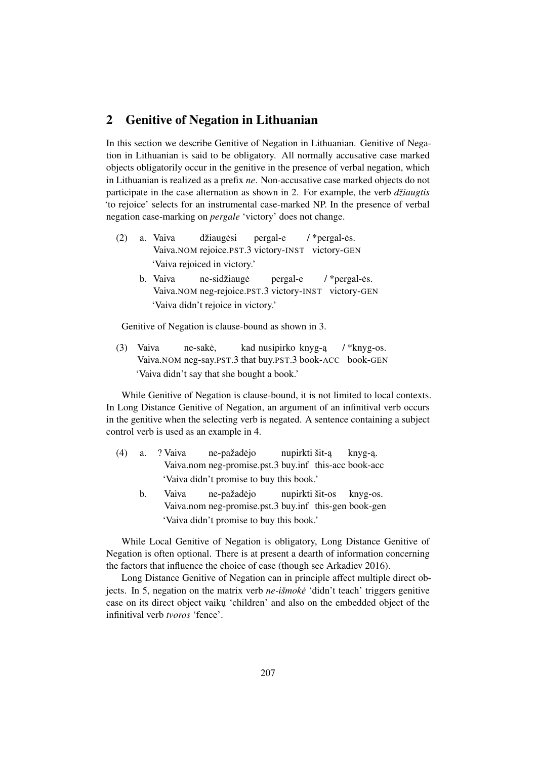## 2 Genitive of Negation in Lithuanian

In this section we describe Genitive of Negation in Lithuanian. Genitive of Negation in Lithuanian is said to be obligatory. All normally accusative case marked objects obligatorily occur in the genitive in the presence of verbal negation, which in Lithuanian is realized as a prefix *ne*. Non-accusative case marked objects do not participate in the case alternation as shown in 2. For example, the verb *džiaugtis* 'to rejoice' selects for an instrumental case-marked NP. In the presence of verbal negation case-marking on *pergale* 'victory' does not change.

(2) a. Vaiva džiaugėsi pergal-e / *pergal-ės.
   Vaiva.NOM rejoice.PST.3 victory-INST victory-GEN
   'Vaiva rejoiced in victory.'

   b. Vaiva ne-sidžiaugė pergal-e / *pergal-ės.
   Vaiva.NOM neg-rejoice.PST.3 victory-INST victory-GEN
   'Vaiva didn't rejoice in victory.'

Genitive of Negation is clause-bound as shown in 3.

(3) Vaiva ne-sakė, kad nusipirko knyg-ą / *knyg-os.
   Vaiva.NOM neg-say.PST.3 that buy.PST.3 book-ACC book-GEN
   'Vaiva didn't say that she bought a book.'

While Genitive of Negation is clause-bound, it is not limited to local contexts. In Long Distance Genitive of Negation, an argument of an infinitival verb occurs in the genitive when the selecting verb is negated. A sentence containing a subject control verb is used as an example in 4.

(4) a. ? Vaiva ne-pažadėjo nupirkti šit-ą knyg-ą.
   Vaiva.nom neg-promise.pst.3 buy.inf this-acc book-acc
   'Vaiva didn't promise to buy this book.'

   b. Vaiva ne-pažadėjo nupirkti šit-os knyg-os.
   Vaiva.nom neg-promise.pst.3 buy.inf this-gen book-gen
   'Vaiva didn't promise to buy this book.'

While Local Genitive of Negation is obligatory, Long Distance Genitive of Negation is often optional. There is at present a dearth of information concerning the factors that influence the choice of case (though see Arkadiev 2016).

Long Distance Genitive of Negation can in principle affect multiple direct objects. In 5, negation on the matrix verb *ne-išmokė* 'didn't teach' triggers genitive case on its direct object vaikų 'children' and also on the embedded object of the infinitival verb *tvoros* 'fence'.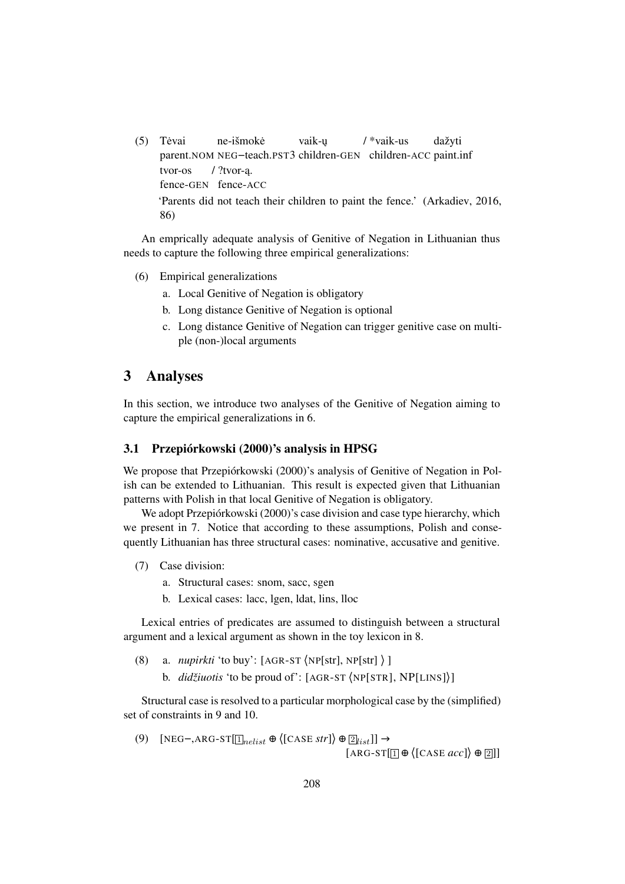(5) Tėvai ne-išmokė vaik-ų / *vaik-us dažyti  
parent.NOM NEG−teach.PST3 children-GEN children-ACC paint.inf  
tvor-os / ?tvor-ą.  
fence-GEN fence-ACC  
'Parents did not teach their children to paint the fence.' (Arkadiev, 2016, 86)

An emprically adequate analysis of Genitive of Negation in Lithuanian thus needs to capture the following three empirical generalizations:

(6) Empirical generalizations

a. Local Genitive of Negation is obligatory

b. Long distance Genitive of Negation is optional

c. Long distance Genitive of Negation can trigger genitive case on multiple (non-)local arguments

## 3 Analyses

In this section, we introduce two analyses of the Genitive of Negation aiming to capture the empirical generalizations in 6.

### 3.1 Przepiórkowski (2000)'s analysis in HPSG

We propose that Przepiórkowski (2000)'s analysis of Genitive of Negation in Polish can be extended to Lithuanian. This result is expected given that Lithuanian patterns with Polish in that local Genitive of Negation is obligatory.

We adopt Przepiórkowski (2000)'s case division and case type hierarchy, which we present in 7. Notice that according to these assumptions, Polish and consequently Lithuanian has three structural cases: nominative, accusative and genitive.

(7) Case division:

a. Structural cases: snom, sacc, sgen

b. Lexical cases: lacc, lgen, ldat, lins, lloc

Lexical entries of predicates are assumed to distinguish between a structural argument and a lexical argument as shown in the toy lexicon in 8.

(8) a. *nupirkti* 'to buy': [AGR-ST ⟨NP[str], NP[str] ⟩ ]

b. *didžiuotis* 'to be proud of': [AGR-ST ⟨NP[STR], NP[LINS]⟩]

Structural case is resolved to a particular morphological case by the (simplified) set of constraints in 9 and 10.

(9) $[\text{NEG}-, \text{ARG-ST}[\boxed{1}_{nelist} \oplus \langle[\text{CASE } str]\rangle \oplus \boxed{2}_{list}]] \rightarrow$
$[\text{ARG-ST}[\boxed{1} \oplus \langle[\text{CASE } acc]\rangle \oplus \boxed{2}]]$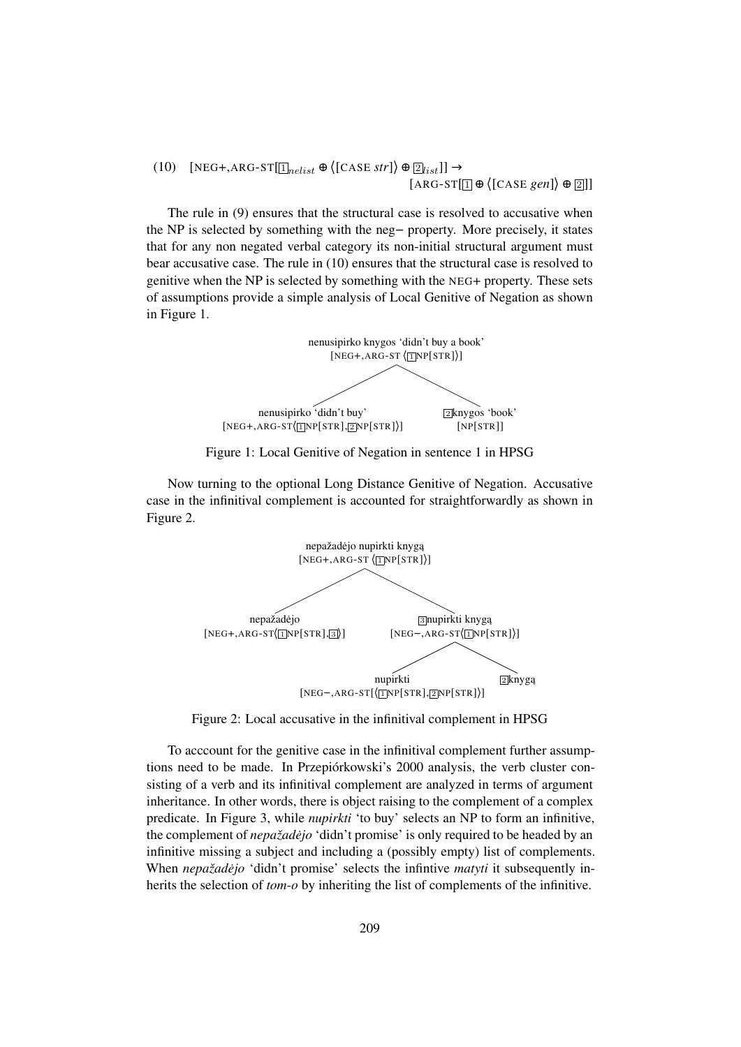(10) [NEG+,ARG-ST[$\boxed{1}_{nelist}$ ⊕ ⟨[CASE *str*]⟩ ⊕ $\boxed{2}_{list}$]] → [ARG-ST[$\boxed{1}$ ⊕ ⟨[CASE *gen*]⟩ ⊕ $\boxed{2}$]]

The rule in (9) ensures that the structural case is resolved to accusative when the NP is selected by something with the neg− property. More precisely, it states that for any non negated verbal category its non-initial structural argument must bear accusative case. The rule in (10) ensures that the structural case is resolved to genitive when the NP is selected by something with the NEG+ property. These sets of assumptions provide a simple analysis of Local Genitive of Negation as shown in Figure 1.

```
              nenusipirko knygos 'didn't buy a book'
                  [NEG+,ARG-ST ⟨[1]NP[STR]⟩]
                 /                          \
   nenusipirko 'didn't buy'            [2]knygos 'book'
[NEG+,ARG-ST⟨[1]NP[STR],[2]NP[STR]⟩]       [NP[STR]]
```

Figure 1: Local Genitive of Negation in sentence 1 in HPSG

Now turning to the optional Long Distance Genitive of Negation. Accusative case in the infinitival complement is accounted for straightforwardly as shown in Figure 2.

```
                    nepažadėjo nupirkti knygą
                   [NEG+,ARG-ST ⟨[1]NP[STR]⟩]
                  /                          \
        nepažadėjo                      [3]nupirkti knygą
[NEG+,ARG-ST⟨[1]NP[STR],[3]⟩]     [NEG−,ARG-ST⟨[1]NP[STR]⟩]
                                     /                  \
                               nupirkti                [2]knygą
                  [NEG−,ARG-ST[⟨[1]NP[STR],[2]NP[STR]⟩]
```

Figure 2: Local accusative in the infinitival complement in HPSG

To acccount for the genitive case in the infinitival complement further assumptions need to be made. In Przepiórkowski's 2000 analysis, the verb cluster consisting of a verb and its infinitival complement are analyzed in terms of argument inheritance. In other words, there is object raising to the complement of a complex predicate. In Figure 3, while *nupirkti* 'to buy' selects an NP to form an infinitive, the complement of *nepažadėjo* 'didn't promise' is only required to be headed by an infinitive missing a subject and including a (possibly empty) list of complements. When *nepažadėjo* 'didn't promise' selects the infintive *matyti* it subsequently inherits the selection of *tom-o* by inheriting the list of complements of the infinitive.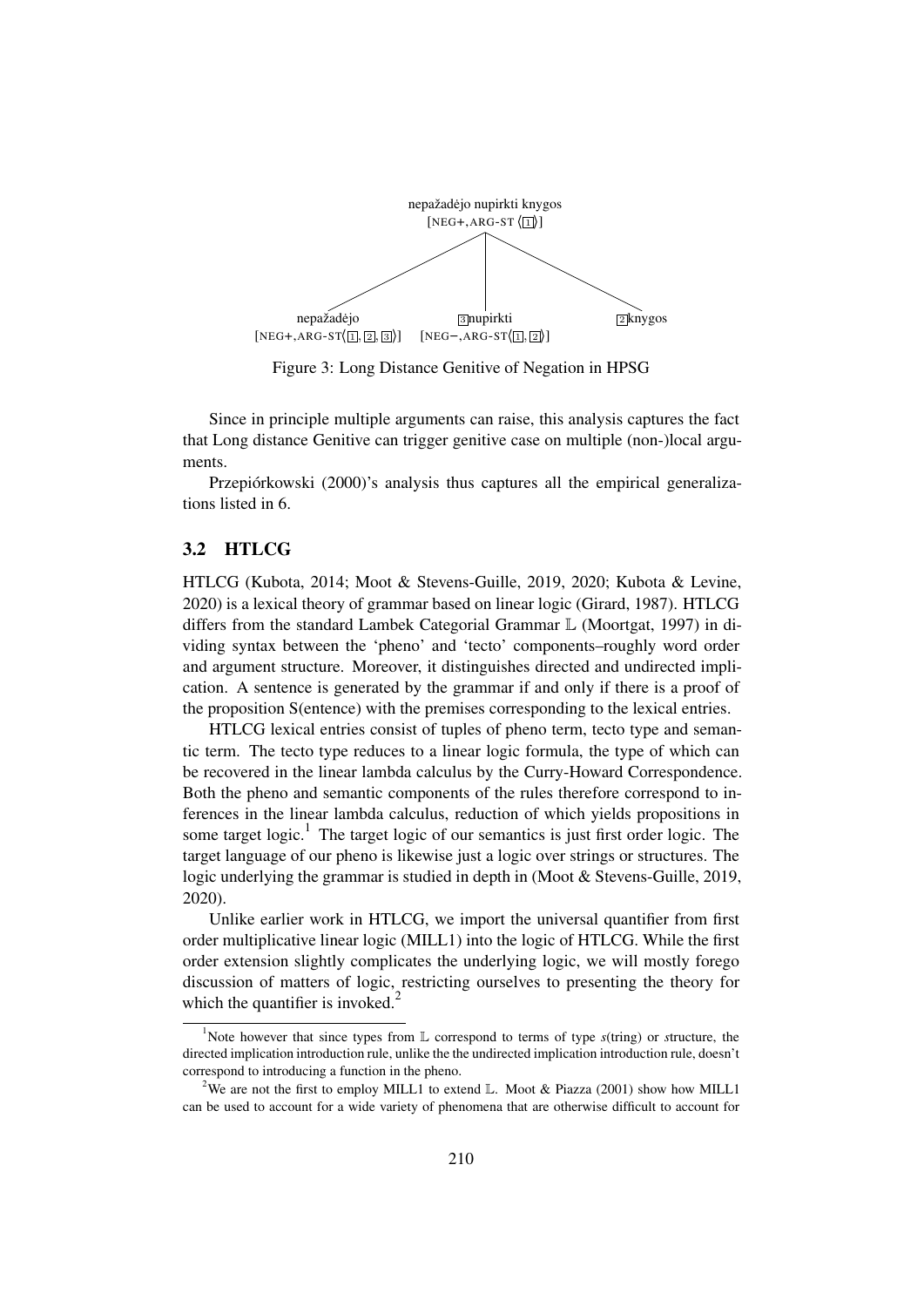nepažadėjo nupirkti knygos
[NEG+, ARG-ST ⟨[1]⟩]

nepažadėjo [NEG+, ARG-ST⟨[1], [2], [3]⟩] — [3]nupirkti [NEG−, ARG-ST⟨[1], [2]⟩] — [2]knygos

Figure 3: Long Distance Genitive of Negation in HPSG

Since in principle multiple arguments can raise, this analysis captures the fact that Long distance Genitive can trigger genitive case on multiple (non-)local arguments.

Przepiórkowski (2000)'s analysis thus captures all the empirical generalizations listed in 6.

### 3.2 HTLCG

HTLCG (Kubota, 2014; Moot & Stevens-Guille, 2019, 2020; Kubota & Levine, 2020) is a lexical theory of grammar based on linear logic (Girard, 1987). HTLCG differs from the standard Lambek Categorial Grammar $\mathbb{L}$ (Moortgat, 1997) in dividing syntax between the 'pheno' and 'tecto' components–roughly word order and argument structure. Moreover, it distinguishes directed and undirected implication. A sentence is generated by the grammar if and only if there is a proof of the proposition S(entence) with the premises corresponding to the lexical entries.

HTLCG lexical entries consist of tuples of pheno term, tecto type and semantic term. The tecto type reduces to a linear logic formula, the type of which can be recovered in the linear lambda calculus by the Curry-Howard Correspondence. Both the pheno and semantic components of the rules therefore correspond to inferences in the linear lambda calculus, reduction of which yields propositions in some target logic.[1] The target logic of our semantics is just first order logic. The target language of our pheno is likewise just a logic over strings or structures. The logic underlying the grammar is studied in depth in (Moot & Stevens-Guille, 2019, 2020).

Unlike earlier work in HTLCG, we import the universal quantifier from first order multiplicative linear logic (MILL1) into the logic of HTLCG. While the first order extension slightly complicates the underlying logic, we will mostly forego discussion of matters of logic, restricting ourselves to presenting the theory for which the quantifier is invoked.[2]

[1] Note however that since types from $\mathbb{L}$ correspond to terms of type *s*(tring) or *s*tructure, the directed implication introduction rule, unlike the the undirected implication introduction rule, doesn't correspond to introducing a function in the pheno.

[2] We are not the first to employ MILL1 to extend $\mathbb{L}$. Moot & Piazza (2001) show how MILL1 can be used to account for a wide variety of phenomena that are otherwise difficult to account for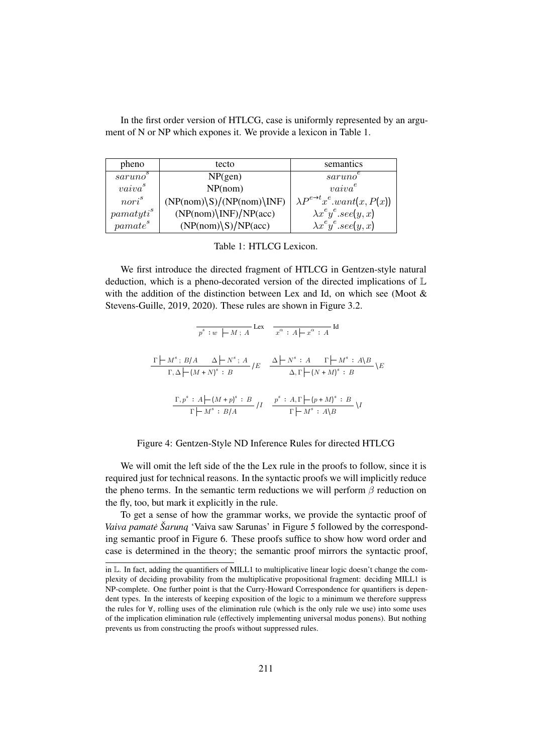In the first order version of HTLCG, case is uniformly represented by an argument of N or NP which expones it. We provide a lexicon in Table 1.

| pheno | tecto | semantics |
|---|---|---|
| $saruno^s$ | NP(gen) | $saruno^e$ |
| $vaiva^s$ | NP(nom) | $vaiva^e$ |
| $nori^s$ | (NP(nom)\S)/(NP(nom)\INF) | $\lambda P^{e \to t} x^e.want(x, P(x))$ |
| $pamatyti^s$ | (NP(nom)\INF)/NP(acc) | $\lambda x^e y^e.see(y, x)$ |
| $pamate^s$ | (NP(nom)\S)/NP(acc) | $\lambda x^e y^e.see(y, x)$ |

Table 1: HTLCG Lexicon.

We first introduce the directed fragment of HTLCG in Gentzen-style natural deduction, which is a pheno-decorated version of the directed implications of $\mathbb{L}$ with the addition of the distinction between Lex and Id, on which see (Moot & Stevens-Guille, 2019, 2020). These rules are shown in Figure 3.2.

$$\frac{}{p^s : w \vdash M ; A}\text{Lex} \qquad \frac{}{x^\alpha : A \vdash x^\alpha : A}\text{Id}$$

$$\frac{\Gamma \vdash M^s ; B/A \quad \Delta \vdash N^s ; A}{\Gamma, \Delta \vdash (M + N)^s : B}/E \qquad \frac{\Delta \vdash N^s : A \quad \Gamma \vdash M^s : A\backslash B}{\Delta, \Gamma \vdash (N + M)^s : B}\backslash E$$

$$\frac{\Gamma, p^s : A \vdash (M + p)^s : B}{\Gamma \vdash M^s : B/A}/I \qquad \frac{p^s : A, \Gamma \vdash (p + M)^s : B}{\Gamma \vdash M^s : A\backslash B}\backslash I$$

Figure 4: Gentzen-Style ND Inference Rules for directed HTLCG

We will omit the left side of the the Lex rule in the proofs to follow, since it is required just for technical reasons. In the syntactic proofs we will implicitly reduce the pheno terms. In the semantic term reductions we will perform $\beta$ reduction on the fly, too, but mark it explicitly in the rule.

To get a sense of how the grammar works, we provide the syntactic proof of *Vaiva pamatė Šaruną* 'Vaiva saw Sarunas' in Figure 5 followed by the corresponding semantic proof in Figure 6. These proofs suffice to show how word order and case is determined in the theory; the semantic proof mirrors the syntactic proof,

in $\mathbb{L}$. In fact, adding the quantifiers of MILL1 to multiplicative linear logic doesn't change the complexity of deciding provability from the multiplicative propositional fragment: deciding MILL1 is NP-complete. One further point is that the Curry-Howard Correspondence for quantifiers is dependent types. In the interests of keeping exposition of the logic to a minimum we therefore suppress the rules for $\forall$, rolling uses of the elimination rule (which is the only rule we use) into some uses of the implication elimination rule (effectively implementing universal modus ponens). But nothing prevents us from constructing the proofs without suppressed rules.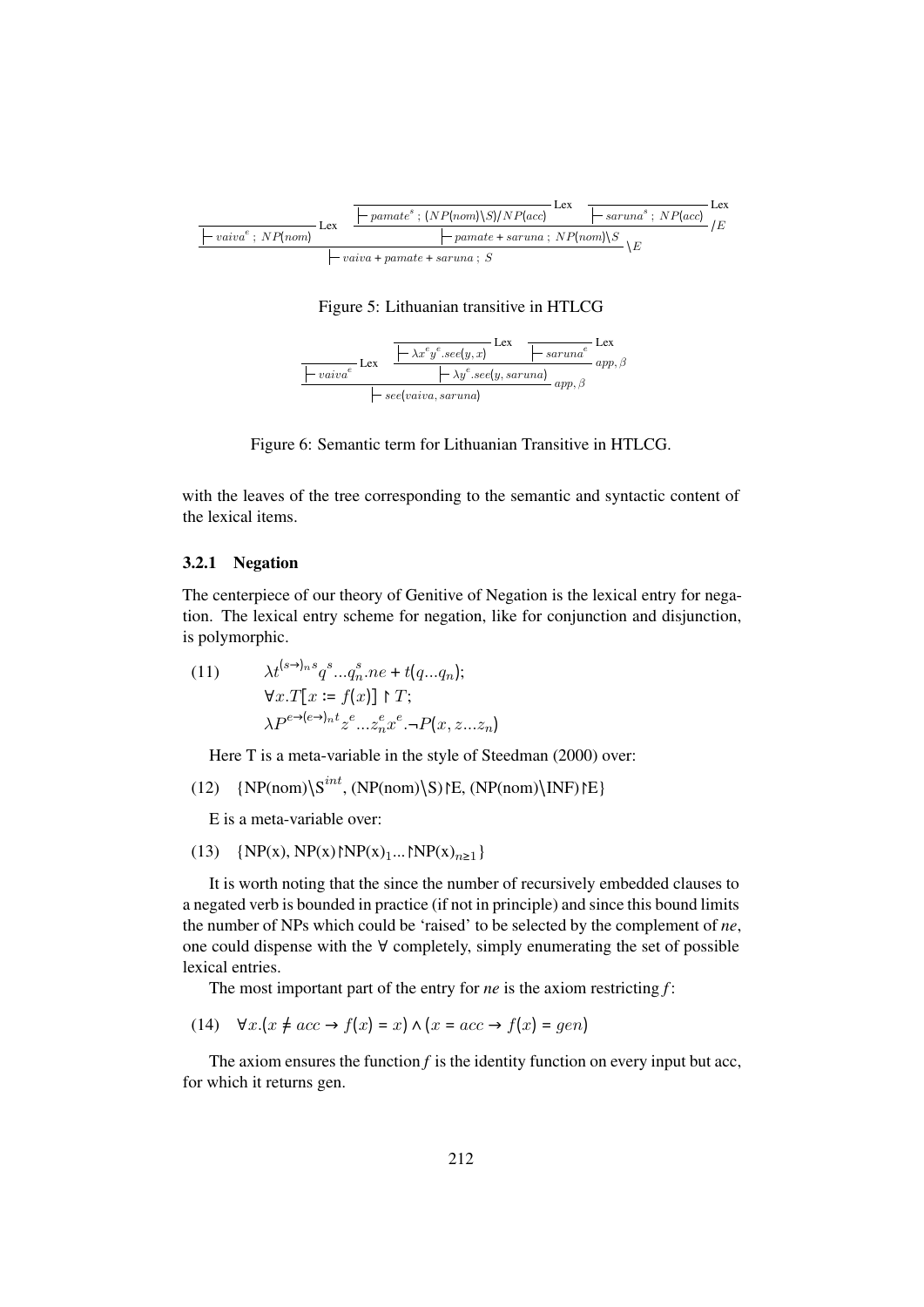$$\dfrac{\dfrac{}{\vdash vaiva^{e} \,;\, NP(nom)}\text{Lex} \quad \dfrac{\dfrac{}{\vdash pamate^{s} \,;\, (NP(nom)\backslash S)/NP(acc)}\text{Lex} \quad \dfrac{}{\vdash saruna^{s} \,;\, NP(acc)}\text{Lex}}{\vdash pamate + saruna \,;\, NP(nom)\backslash S}/E}{\vdash vaiva + pamate + saruna \,;\, S}\backslash E$$

Figure 5: Lithuanian transitive in HTLCG

$$\dfrac{\dfrac{}{\vdash vaiva^{e}}\text{Lex} \quad \dfrac{\dfrac{}{\vdash \lambda x^{e} y^{e}.see(y,x)}\text{Lex} \quad \dfrac{}{\vdash saruna^{e}}\text{Lex}}{\vdash \lambda y^{e}.see(y, saruna)}app,\beta}{\vdash see(vaiva, saruna)}app,\beta$$

Figure 6: Semantic term for Lithuanian Transitive in HTLCG.

with the leaves of the tree corresponding to the semantic and syntactic content of the lexical items.

### 3.2.1 Negation

The centerpiece of our theory of Genitive of Negation is the lexical entry for negation. The lexical entry scheme for negation, like for conjunction and disjunction, is polymorphic.

(11) $\lambda t^{(s\rightarrow)_n s} q^{s}...q_n^{s}.ne + t(q...q_n)$;
$\forall x.T[x := f(x)] \upharpoonright T$;
$\lambda P^{e\rightarrow(e\rightarrow)_n t} z^{e}...z_n^{e} x^{e}.\neg P(x, z...z_n)$

Here T is a meta-variable in the style of Steedman (2000) over:

(12) {NP(nom)\S$^{int}$, (NP(nom)\S)↾E, (NP(nom)\INF)↾E}

E is a meta-variable over:

(13) {NP(x), NP(x)↾NP(x)$_1$...↾NP(x)$_{n\geq 1}$}

It is worth noting that the since the number of recursively embedded clauses to a negated verb is bounded in practice (if not in principle) and since this bound limits the number of NPs which could be 'raised' to be selected by the complement of *ne*, one could dispense with the ∀ completely, simply enumerating the set of possible lexical entries.

The most important part of the entry for *ne* is the axiom restricting *f*:

(14) $\forall x.(x \neq acc \rightarrow f(x) = x) \wedge (x = acc \rightarrow f(x) = gen)$

The axiom ensures the function *f* is the identity function on every input but acc, for which it returns gen.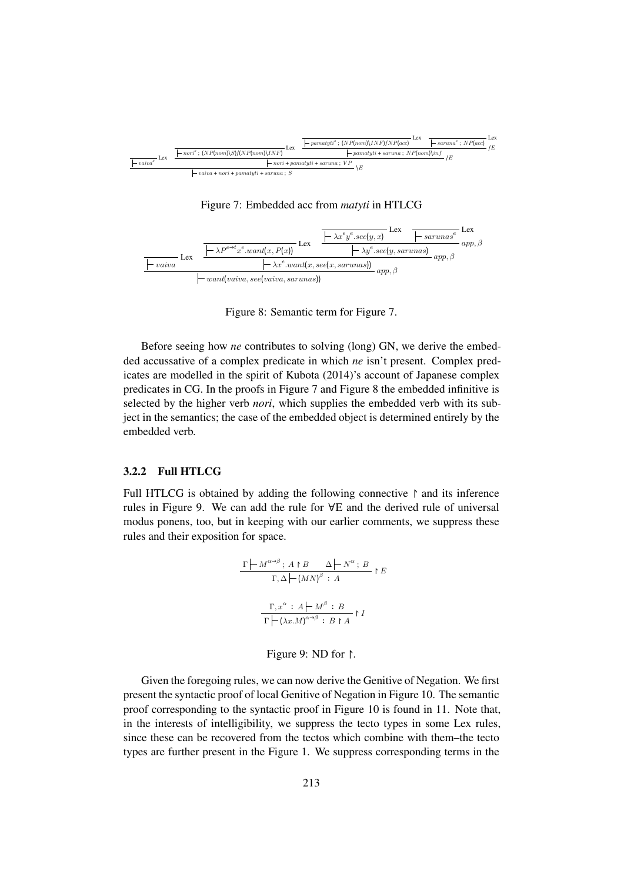$$\dfrac{\dfrac{}{\vdash vaiva^{*}}\text{Lex} \quad \dfrac{\dfrac{}{\vdash nori^{*} ; (NP(nom)\backslash S)/(NP(nom)\backslash INF)}\text{Lex} \quad \dfrac{\dfrac{}{\vdash pamatyti^{*} ; (NP(nom)\backslash INF)/NP(acc)}\text{Lex} \quad \dfrac{}{\vdash saruna^{*} ; NP(acc)}\text{Lex}}{\vdash pamatyti + saruna ; NP(nom)\backslash inf} /E}{\vdash nori + pamatyti + saruna ; VP} /E}{\vdash vaiva + nori + pamatyti + saruna ; S} \backslash E$$

Figure 7: Embedded acc from *matyti* in HTLCG

$$\dfrac{\dfrac{}{\vdash vaiva}\text{Lex} \quad \dfrac{\dfrac{}{\vdash \lambda P^{e\to t} x^{e}.want(x, P(x))}\text{Lex} \quad \dfrac{\dfrac{}{\vdash \lambda x^{e} y^{e}.see(y,x)}\text{Lex} \quad \dfrac{}{\vdash sarunas^{e}}\text{Lex}}{\vdash \lambda y^{e}.see(y, sarunas)} app, \beta}{\vdash \lambda x^{e}.want(x, see(x, sarunas))} app, \beta}{\vdash want(vaiva, see(vaiva, sarunas))} app, \beta$$

Figure 8: Semantic term for Figure 7.

Before seeing how *ne* contributes to solving (long) GN, we derive the embedded accussative of a complex predicate in which *ne* isn't present. Complex predicates are modelled in the spirit of Kubota (2014)'s account of Japanese complex predicates in CG. In the proofs in Figure 7 and Figure 8 the embedded infinitive is selected by the higher verb *nori*, which supplies the embedded verb with its subject in the semantics; the case of the embedded object is determined entirely by the embedded verb.

#### 3.2.2 Full HTLCG

Full HTLCG is obtained by adding the following connective $\upharpoonright$ and its inference rules in Figure 9. We can add the rule for ∀E and the derived rule of universal modus ponens, too, but in keeping with our earlier comments, we suppress these rules and their exposition for space.

$$\dfrac{\Gamma \vdash M^{\alpha\to\beta} ; A \upharpoonright B \qquad \Delta \vdash N^{\alpha} ; B}{\Gamma, \Delta \vdash (MN)^{\beta} : A} \upharpoonright E$$

$$\dfrac{\Gamma, x^{\alpha} : A \vdash M^{\beta} : B}{\Gamma \vdash (\lambda x.M)^{\alpha\to\beta} : B \upharpoonright A} \upharpoonright I$$

Figure 9: ND for $\upharpoonright$.

Given the foregoing rules, we can now derive the Genitive of Negation. We first present the syntactic proof of local Genitive of Negation in Figure 10. The semantic proof corresponding to the syntactic proof in Figure 10 is found in 11. Note that, in the interests of intelligibility, we suppress the tecto types in some Lex rules, since these can be recovered from the tectos which combine with them–the tecto types are further present in the Figure 1. We suppress corresponding terms in the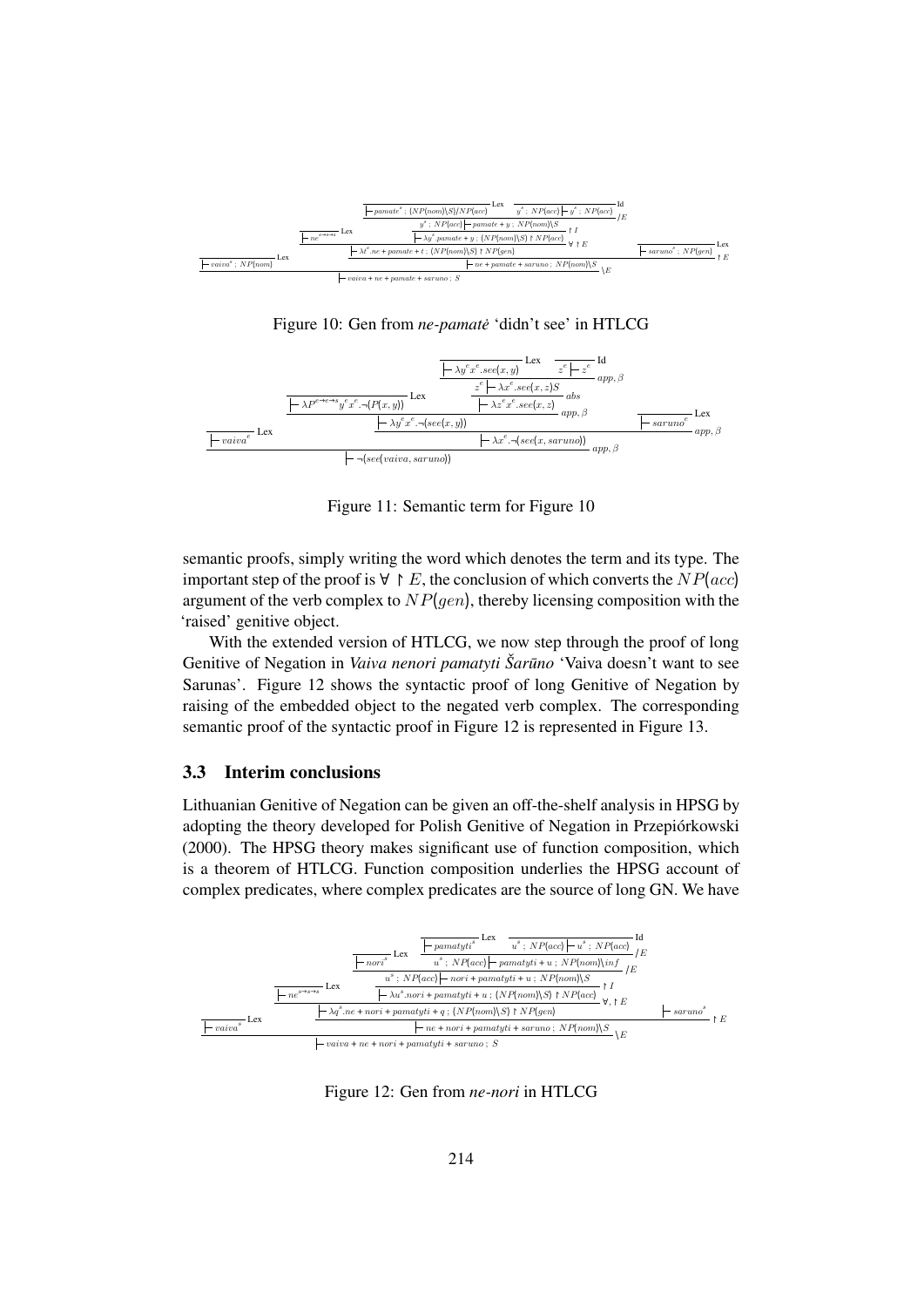$$
\dfrac{\dfrac{}{\vdash vaiva^{s} ; NP(nom)}\text{Lex} \quad \dfrac{\dfrac{}{\vdash ne^{s\to s\to s}}\text{Lex} \quad \dfrac{\dfrac{\dfrac{\dfrac{}{\vdash pamate^{s} ; (NP(nom)\backslash S)/NP(acc)}\text{Lex} \quad \dfrac{}{y^{s} ; NP(acc) \vdash y^{s} ; NP(acc)}\text{Id}}{y^{s} ; NP(acc) \vdash pamate + y ; NP(nom)\backslash S}/E}{\vdash \lambda y^{s}.pamate + y ; (NP(nom)\backslash S) \upharpoonright NP(acc)}\upharpoonright I}{\vdash \lambda t^{s}.ne + pamate + t ; (NP(nom)\backslash S) \upharpoonright NP(gen)}\forall \upharpoonright E \quad \dfrac{}{\vdash saruno^{s} ; NP(gen)}\text{Lex}}{\vdash ne + pamate + saruno ; NP(nom)\backslash S}\upharpoonright E}{\vdash vaiva + ne + pamate + saruno ; S}\backslash E
$$

Figure 10: Gen from *ne-pamatė* 'didn't see' in HTLCG

$$
\dfrac{\dfrac{}{\vdash vaiva^{e}}\text{Lex} \quad \dfrac{\dfrac{\dfrac{}{\vdash \lambda P^{e\to e\to s}y^{e}x^{e}.\neg(P(x,y))}\text{Lex} \quad \dfrac{\dfrac{\dfrac{}{\vdash \lambda y^{e}x^{e}.see(x,y)}\text{Lex} \quad \dfrac{}{z^{e} \vdash z^{e}}\text{Id}}{z^{e} \vdash \lambda x^{e}.see(x,z)S}app,\beta}{\vdash \lambda z^{e}x^{e}.see(x,z)}abs}{\vdash \lambda y^{e}x^{e}.\neg(see(x,y))}app,\beta \quad \dfrac{}{\vdash saruno^{e}}\text{Lex}}{\vdash \lambda x^{e}.\neg(see(x,saruno))}app,\beta}{\vdash \neg(see(vaiva,saruno))}app,\beta
$$

Figure 11: Semantic term for Figure 10

semantic proofs, simply writing the word which denotes the term and its type. The important step of the proof is $\forall \upharpoonright E$, the conclusion of which converts the $NP(acc)$ argument of the verb complex to $NP(gen)$, thereby licensing composition with the 'raised' genitive object.

With the extended version of HTLCG, we now step through the proof of long Genitive of Negation in *Vaiva nenori pamatyti Šarūno* 'Vaiva doesn't want to see Sarunas'. Figure 12 shows the syntactic proof of long Genitive of Negation by raising of the embedded object to the negated verb complex. The corresponding semantic proof of the syntactic proof in Figure 12 is represented in Figure 13.

### 3.3 Interim conclusions

Lithuanian Genitive of Negation can be given an off-the-shelf analysis in HPSG by adopting the theory developed for Polish Genitive of Negation in Przepiórkowski (2000). The HPSG theory makes significant use of function composition, which is a theorem of HTLCG. Function composition underlies the HPSG account of complex predicates, where complex predicates are the source of long GN. We have

$$
\dfrac{\dfrac{}{\vdash vaiva^{s}}\text{Lex} \quad \dfrac{\dfrac{\dfrac{}{\vdash ne^{s\to s\to s}}\text{Lex} \quad \dfrac{\dfrac{\dfrac{\dfrac{}{\vdash nori^{s}}\text{Lex} \quad \dfrac{\dfrac{}{\vdash pamatyti^{s}}\text{Lex} \quad \dfrac{}{u^{s} ; NP(acc) \vdash u^{s} ; NP(acc)}\text{Id}}{u^{s} ; NP(acc) \vdash pamatyti + u ; NP(nom)\backslash inf}/E}{u^{s} ; NP(acc) \vdash nori + pamatyti + u ; NP(nom)\backslash S}/E}{\vdash \lambda u^{s}.nori + pamatyti + u ; (NP(nom)\backslash S) \upharpoonright NP(acc)}\upharpoonright I}{\vdash \lambda q^{s}.ne + nori + pamatyti + q ; (NP(nom)\backslash S) \upharpoonright NP(gen)}\forall,\upharpoonright E \quad \dfrac{}{\vdash saruno^{s}}}{\vdash ne + nori + pamatyti + saruno ; NP(nom)\backslash S}\upharpoonright E}{\vdash vaiva + ne + nori + pamatyti + saruno ; S}\backslash E
$$

Figure 12: Gen from *ne-nori* in HTLCG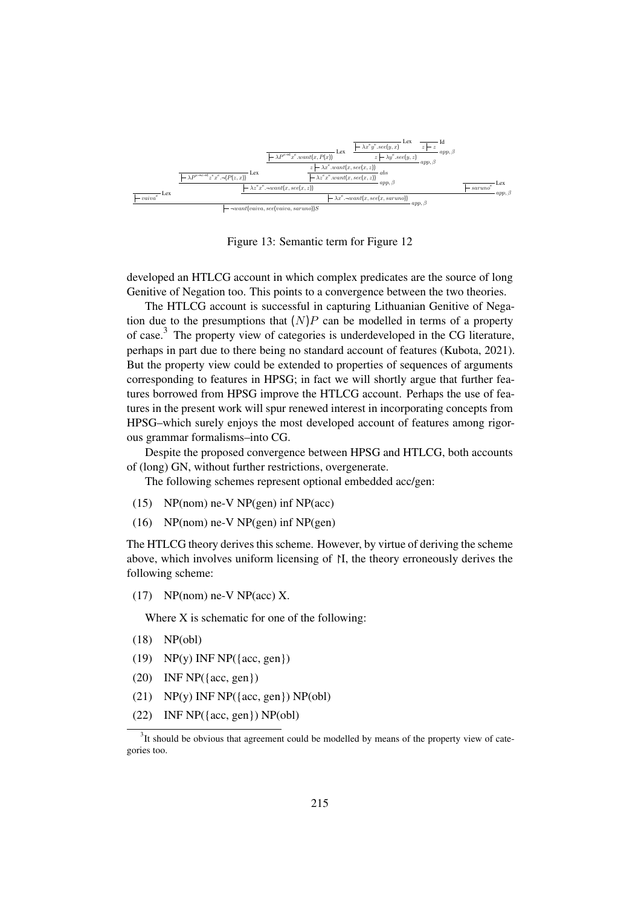$$\dfrac{\dfrac{}{\vdash vaiva^e}\text{Lex} \quad \dfrac{\dfrac{\dfrac{}{\vdash \lambda P^{e\to e\to t} z^e x^e.\neg(P(z,x))}\text{Lex} \quad \dfrac{\dfrac{\dfrac{}{\vdash \lambda P^{e\to t} x^e.want(x,P(x))}\text{Lex} \quad \dfrac{\dfrac{}{\vdash \lambda x^e y^e.see(y,x)}\text{Lex} \quad \dfrac{}{z \vdash z}\text{Id}}{z \vdash \lambda y^e.see(y,z)}app,\beta}{z \vdash \lambda x^e.want(x,see(x,z))}app,\beta}{\vdash \lambda z^e x^e.want(x,see(x,z))}abs}{\vdash \lambda z^e x^e.\neg want(x,see(x,z))}app,\beta \quad \dfrac{}{\vdash saruno^e}\text{Lex}}{\vdash \lambda x^e.\neg want(x,see(x,saruno))}app,\beta}{\vdash \neg want(vaiva,see(vaiva,saruno))S}app,\beta$$

Figure 13: Semantic term for Figure 12

developed an HTLCG account in which complex predicates are the source of long Genitive of Negation too. This points to a convergence between the two theories.

The HTLCG account is successful in capturing Lithuanian Genitive of Negation due to the presumptions that $(N)P$ can be modelled in terms of a property of case.[3] The property view of categories is underdeveloped in the CG literature, perhaps in part due to there being no standard account of features (Kubota, 2021). But the property view could be extended to properties of sequences of arguments corresponding to features in HPSG; in fact we will shortly argue that further features borrowed from HPSG improve the HTLCG account. Perhaps the use of features in the present work will spur renewed interest in incorporating concepts from HPSG–which surely enjoys the most developed account of features among rigorous grammar formalisms–into CG.

Despite the proposed convergence between HPSG and HTLCG, both accounts of (long) GN, without further restrictions, overgenerate.

The following schemes represent optional embedded acc/gen:

(15) NP(nom) ne-V NP(gen) inf NP(acc)

(16) NP(nom) ne-V NP(gen) inf NP(gen)

The HTLCG theory derives this scheme. However, by virtue of deriving the scheme above, which involves uniform licensing of ↾I, the theory erroneously derives the following scheme:

(17) NP(nom) ne-V NP(acc) X.

Where X is schematic for one of the following:

(18) NP(obl)

(19) NP(y) INF NP({acc, gen})

(20) INF NP({acc, gen})

(21) NP(y) INF NP({acc, gen}) NP(obl)

(22) INF NP({acc, gen}) NP(obl)

[3] It should be obvious that agreement could be modelled by means of the property view of categories too.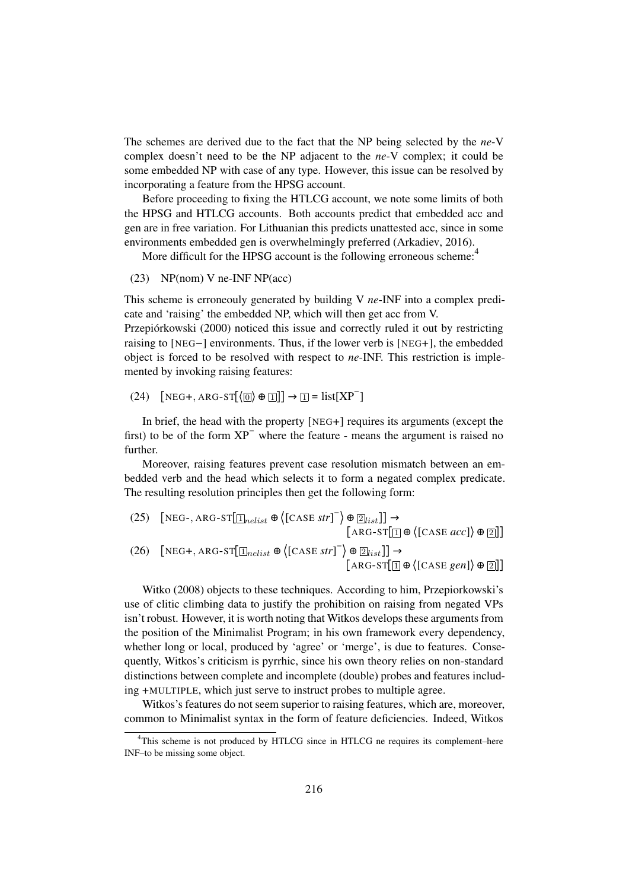The schemes are derived due to the fact that the NP being selected by the *ne*-V complex doesn't need to be the NP adjacent to the *ne*-V complex; it could be some embedded NP with case of any type. However, this issue can be resolved by incorporating a feature from the HPSG account.

Before proceeding to fixing the HTLCG account, we note some limits of both the HPSG and HTLCG accounts. Both accounts predict that embedded acc and gen are in free variation. For Lithuanian this predicts unattested acc, since in some environments embedded gen is overwhelmingly preferred (Arkadiev, 2016).

More difficult for the HPSG account is the following erroneous scheme:[4]

(23) NP(nom) V ne-INF NP(acc)

This scheme is erroneouly generated by building V *ne*-INF into a complex predicate and 'raising' the embedded NP, which will then get acc from V.
Przepiórkowski (2000) noticed this issue and correctly ruled it out by restricting raising to [NEG−] environments. Thus, if the lower verb is [NEG+], the embedded object is forced to be resolved with respect to *ne*-INF. This restriction is implemented by invoking raising features:

(24) $[\text{NEG+}, \text{ARG-ST}[\langle \boxed{0} \rangle \oplus \boxed{1}]] \rightarrow \boxed{1} = \text{list}[\text{XP}^{-}]$

In brief, the head with the property [NEG+] requires its arguments (except the first) to be of the form $\text{XP}^{-}$ where the feature - means the argument is raised no further.

Moreover, raising features prevent case resolution mismatch between an embedded verb and the head which selects it to form a negated complex predicate. The resulting resolution principles then get the following form:

(25) $[\text{NEG-}, \text{ARG-ST}[\boxed{1}_{nelist} \oplus \langle [\text{CASE } str]^{-} \rangle \oplus \boxed{2}_{list}]] \rightarrow [\text{ARG-ST}[\boxed{1} \oplus \langle [\text{CASE } acc] \rangle \oplus \boxed{2}]]$

(26) $[\text{NEG+}, \text{ARG-ST}[\boxed{1}_{nelist} \oplus \langle [\text{CASE } str]^{-} \rangle \oplus \boxed{2}_{list}]] \rightarrow [\text{ARG-ST}[\boxed{1} \oplus \langle [\text{CASE } gen] \rangle \oplus \boxed{2}]]$

Witko (2008) objects to these techniques. According to him, Przepiorkowski's use of clitic climbing data to justify the prohibition on raising from negated VPs isn't robust. However, it is worth noting that Witkos develops these arguments from the position of the Minimalist Program; in his own framework every dependency, whether long or local, produced by 'agree' or 'merge', is due to features. Consequently, Witkos's criticism is pyrrhic, since his own theory relies on non-standard distinctions between complete and incomplete (double) probes and features including +MULTIPLE, which just serve to instruct probes to multiple agree.

Witkos's features do not seem superior to raising features, which are, moreover, common to Minimalist syntax in the form of feature deficiencies. Indeed, Witkos

[4] This scheme is not produced by HTLCG since in HTLCG ne requires its complement–here INF–to be missing some object.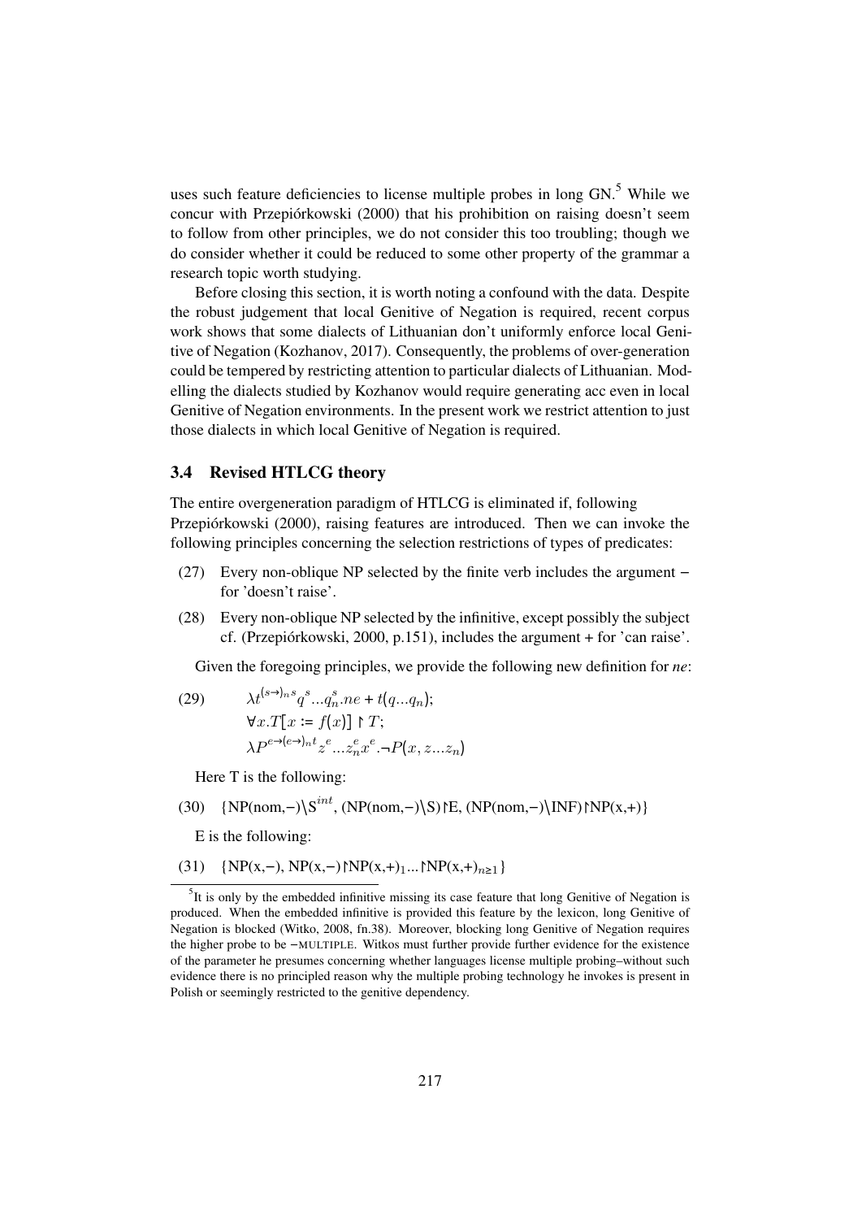uses such feature deficiencies to license multiple probes in long GN.[5] While we concur with Przepiórkowski (2000) that his prohibition on raising doesn't seem to follow from other principles, we do not consider this too troubling; though we do consider whether it could be reduced to some other property of the grammar a research topic worth studying.

Before closing this section, it is worth noting a confound with the data. Despite the robust judgement that local Genitive of Negation is required, recent corpus work shows that some dialects of Lithuanian don't uniformly enforce local Genitive of Negation (Kozhanov, 2017). Consequently, the problems of over-generation could be tempered by restricting attention to particular dialects of Lithuanian. Modelling the dialects studied by Kozhanov would require generating acc even in local Genitive of Negation environments. In the present work we restrict attention to just those dialects in which local Genitive of Negation is required.

### 3.4 Revised HTLCG theory

The entire overgeneration paradigm of HTLCG is eliminated if, following Przepiórkowski (2000), raising features are introduced. Then we can invoke the following principles concerning the selection restrictions of types of predicates:

(27) Every non-oblique NP selected by the finite verb includes the argument − for 'doesn't raise'.

(28) Every non-oblique NP selected by the infinitive, except possibly the subject cf. (Przepiórkowski, 2000, p.151), includes the argument + for 'can raise'.

Given the foregoing principles, we provide the following new definition for *ne*:

(29)
$$\lambda t^{(s\rightarrow)_n s} q^s ... q_n^s . ne + t(q...q_n);$$
$$\forall x.T[x := f(x)] \upharpoonright T;$$
$$\lambda P^{e\rightarrow(e\rightarrow)_n t} z^e ... z_n^e x^e . \neg P(x, z...z_n)$$

Here T is the following:

(30) {NP(nom,−)\S$^{int}$, (NP(nom,−)\S)↾E, (NP(nom,−)\INF)↾NP(x,+)}

E is the following:

(31) {NP(x,−), NP(x,−)↾NP(x,+)$_1$...↾NP(x,+)$_{n\geq 1}$}

---

[5] It is only by the embedded infinitive missing its case feature that long Genitive of Negation is produced. When the embedded infinitive is provided this feature by the lexicon, long Genitive of Negation is blocked (Witko, 2008, fn.38). Moreover, blocking long Genitive of Negation requires the higher probe to be −MULTIPLE. Witkos must further provide further evidence for the existence of the parameter he presumes concerning whether languages license multiple probing–without such evidence there is no principled reason why the multiple probing technology he invokes is present in Polish or seemingly restricted to the genitive dependency.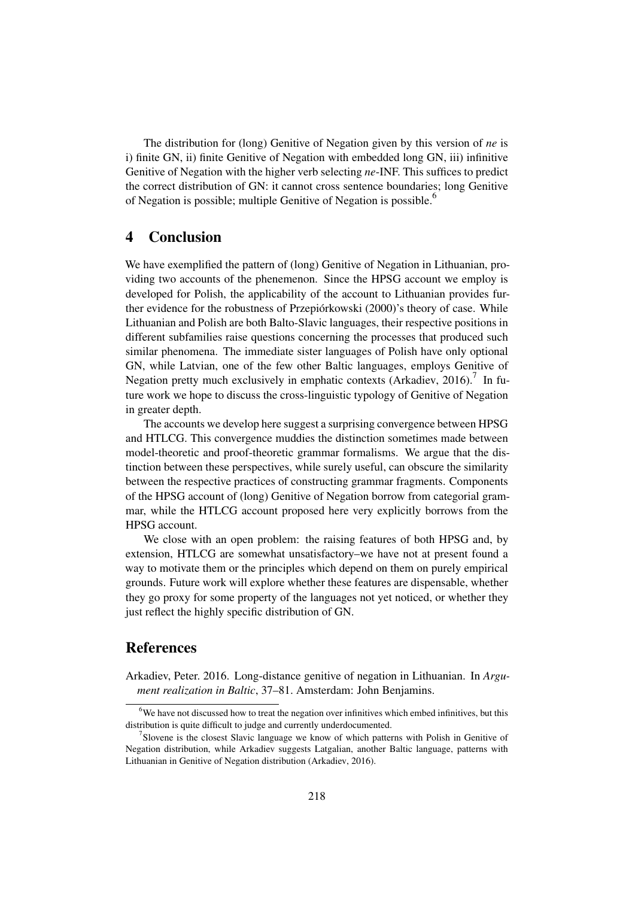The distribution for (long) Genitive of Negation given by this version of *ne* is i) finite GN, ii) finite Genitive of Negation with embedded long GN, iii) infinitive Genitive of Negation with the higher verb selecting *ne*-INF. This suffices to predict the correct distribution of GN: it cannot cross sentence boundaries; long Genitive of Negation is possible; multiple Genitive of Negation is possible.[6]

## 4 Conclusion

We have exemplified the pattern of (long) Genitive of Negation in Lithuanian, providing two accounts of the phenemenon. Since the HPSG account we employ is developed for Polish, the applicability of the account to Lithuanian provides further evidence for the robustness of Przepiórkowski (2000)'s theory of case. While Lithuanian and Polish are both Balto-Slavic languages, their respective positions in different subfamilies raise questions concerning the processes that produced such similar phenomena. The immediate sister languages of Polish have only optional GN, while Latvian, one of the few other Baltic languages, employs Genitive of Negation pretty much exclusively in emphatic contexts (Arkadiev, 2016).[7] In future work we hope to discuss the cross-linguistic typology of Genitive of Negation in greater depth.

The accounts we develop here suggest a surprising convergence between HPSG and HTLCG. This convergence muddies the distinction sometimes made between model-theoretic and proof-theoretic grammar formalisms. We argue that the distinction between these perspectives, while surely useful, can obscure the similarity between the respective practices of constructing grammar fragments. Components of the HPSG account of (long) Genitive of Negation borrow from categorial grammar, while the HTLCG account proposed here very explicitly borrows from the HPSG account.

We close with an open problem: the raising features of both HPSG and, by extension, HTLCG are somewhat unsatisfactory–we have not at present found a way to motivate them or the principles which depend on them on purely empirical grounds. Future work will explore whether these features are dispensable, whether they go proxy for some property of the languages not yet noticed, or whether they just reflect the highly specific distribution of GN.

## References

Arkadiev, Peter. 2016. Long-distance genitive of negation in Lithuanian. In *Argument realization in Baltic*, 37–81. Amsterdam: John Benjamins.

[6] We have not discussed how to treat the negation over infinitives which embed infinitives, but this distribution is quite difficult to judge and currently underdocumented.

[7] Slovene is the closest Slavic language we know of which patterns with Polish in Genitive of Negation distribution, while Arkadiev suggests Latgalian, another Baltic language, patterns with Lithuanian in Genitive of Negation distribution (Arkadiev, 2016).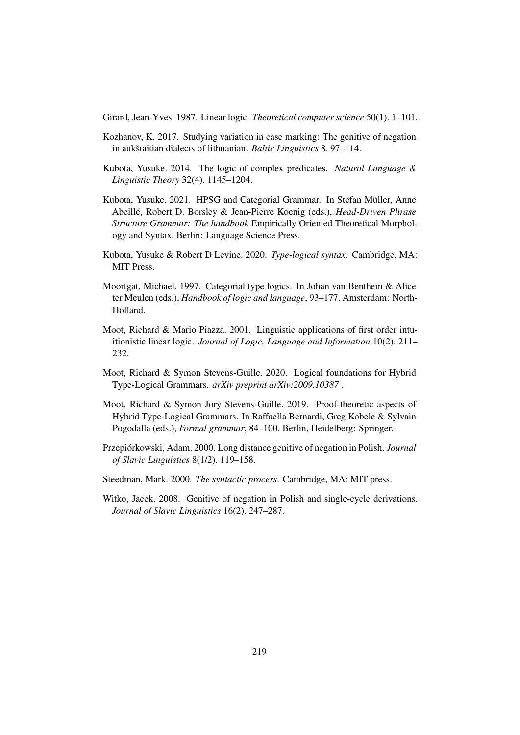Girard, Jean-Yves. 1987. Linear logic. *Theoretical computer science* 50(1). 1–101.

Kozhanov, K. 2017. Studying variation in case marking: The genitive of negation in aukštaitian dialects of lithuanian. *Baltic Linguistics* 8. 97–114.

Kubota, Yusuke. 2014. The logic of complex predicates. *Natural Language & Linguistic Theory* 32(4). 1145–1204.

Kubota, Yusuke. 2021. HPSG and Categorial Grammar. In Stefan Müller, Anne Abeillé, Robert D. Borsley & Jean-Pierre Koenig (eds.), *Head-Driven Phrase Structure Grammar: The handbook* Empirically Oriented Theoretical Morphology and Syntax, Berlin: Language Science Press.

Kubota, Yusuke & Robert D Levine. 2020. *Type-logical syntax*. Cambridge, MA: MIT Press.

Moortgat, Michael. 1997. Categorial type logics. In Johan van Benthem & Alice ter Meulen (eds.), *Handbook of logic and language*, 93–177. Amsterdam: North-Holland.

Moot, Richard & Mario Piazza. 2001. Linguistic applications of first order intuitionistic linear logic. *Journal of Logic, Language and Information* 10(2). 211–232.

Moot, Richard & Symon Stevens-Guille. 2020. Logical foundations for Hybrid Type-Logical Grammars. *arXiv preprint arXiv:2009.10387* .

Moot, Richard & Symon Jory Stevens-Guille. 2019. Proof-theoretic aspects of Hybrid Type-Logical Grammars. In Raffaella Bernardi, Greg Kobele & Sylvain Pogodalla (eds.), *Formal grammar*, 84–100. Berlin, Heidelberg: Springer.

Przepiórkowski, Adam. 2000. Long distance genitive of negation in Polish. *Journal of Slavic Linguistics* 8(1/2). 119–158.

Steedman, Mark. 2000. *The syntactic process*. Cambridge, MA: MIT press.

Witko, Jacek. 2008. Genitive of negation in Polish and single-cycle derivations. *Journal of Slavic Linguistics* 16(2). 247–287.